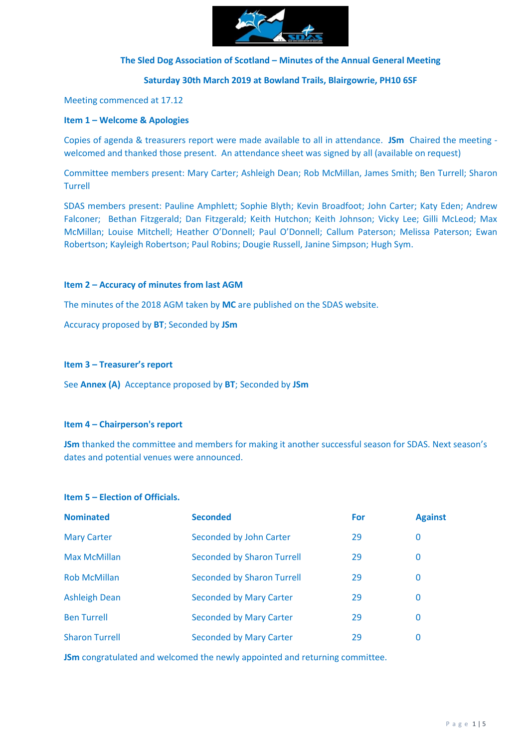**The Sled Dog Association of Scotland – Minutes of the Annual General Meeting**

**Saturday 30th March 2019 at Bowland Trails, Blairgowrie, PH10 6SF**

Meeting commenced at 17.12

**Item 1 – Welcome & Apologies**

Copies of agenda & treasurers report were made available to all in attendance. **JSm** Chaired the meeting - welcomed and thanked those present. An attendance sheet was signed by all (available on request)

Committee members present: Mary Carter; Ashleigh Dean; Rob McMillan, James Smith; Ben Turrell; Sharon Turrell

SDAS members present: Pauline Amphlett; Sophie Blyth; Kevin Broadfoot; John Carter; Katy Eden; Andrew Falconer; Bethan Fitzgerald; Dan Fitzgerald; Keith Hutchon; Keith Johnson; Vicky Lee; Gilli McLeod; Max McMillan; Louise Mitchell; Heather O'Donnell; Paul O'Donnell; Callum Paterson; Melissa Paterson; Ewan Robertson; Kayleigh Robertson; Paul Robins; Dougie Russell, Janine Simpson; Hugh Sym.

**Item 2 – Accuracy of minutes from last AGM**

The minutes of the 2018 AGM taken by **MC** are published on the SDAS website.

Accuracy proposed by **BT**; Seconded by **JSm**

**Item 3 – Treasurer's report**

See **Annex (A)** Acceptance proposed by **BT**; Seconded by **JSm**

**Item 4 – Chairperson's report**

**JSm** thanked the committee and members for making it another successful season for SDAS. Next season's dates and potential venues were announced.

**Item 5 – Election of Officials.**

| **Nominated** | **Seconded** | **For** | **Against** |
|---|---|---|---|
| Mary Carter | Seconded by John Carter | 29 | 0 |
| Max McMillan | Seconded by Sharon Turrell | 29 | 0 |
| Rob McMillan | Seconded by Sharon Turrell | 29 | 0 |
| Ashleigh Dean | Seconded by Mary Carter | 29 | 0 |
| Ben Turrell | Seconded by Mary Carter | 29 | 0 |
| Sharon Turrell | Seconded by Mary Carter | 29 | 0 |

**JSm** congratulated and welcomed the newly appointed and returning committee.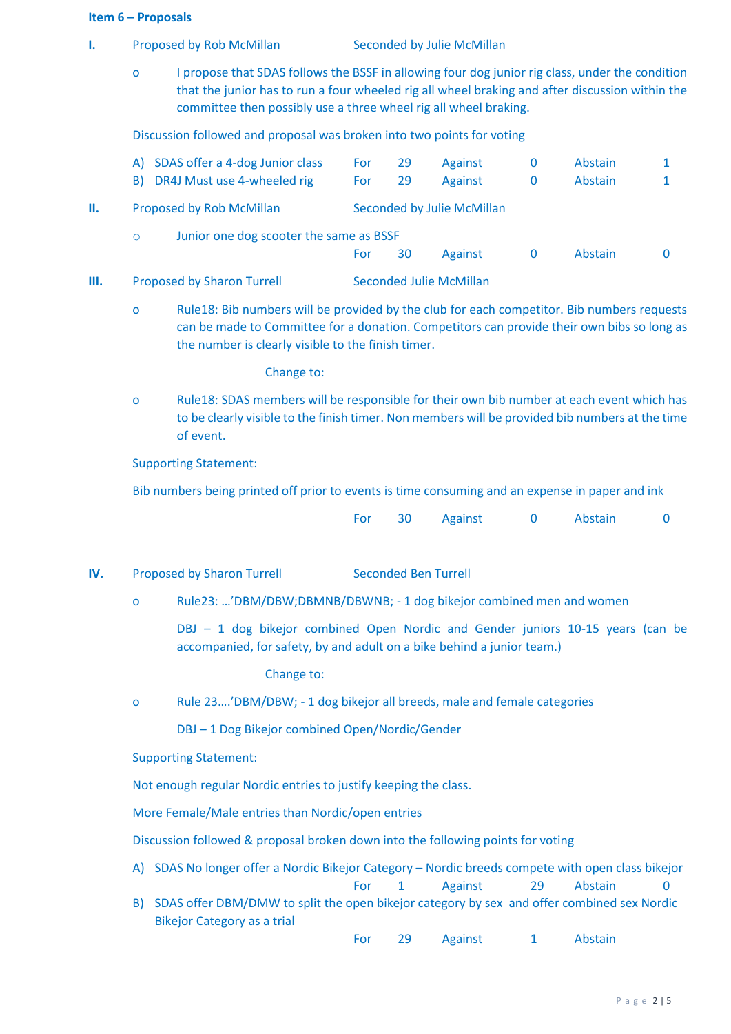**Item 6 – Proposals**

**I.** Proposed by Rob McMillan Seconded by Julie McMillan

- I propose that SDAS follows the BSSF in allowing four dog junior rig class, under the condition that the junior has to run a four wheeled rig all wheel braking and after discussion within the committee then possibly use a three wheel rig all wheel braking.

Discussion followed and proposal was broken into two points for voting

| | For | | Against | | Abstain | |
|---|---|---|---|---|---|---|
| A) SDAS offer a 4-dog Junior class | For | 29 | Against | 0 | Abstain | 1 |
| B) DR4J Must use 4-wheeled rig | For | 29 | Against | 0 | Abstain | 1 |

**II.** Proposed by Rob McMillan Seconded by Julie McMillan

- Junior one dog scooter the same as BSSF

For 30 Against 0 Abstain 0

**III.** Proposed by Sharon Turrell Seconded Julie McMillan

- Rule18: Bib numbers will be provided by the club for each competitor. Bib numbers requests can be made to Committee for a donation. Competitors can provide their own bibs so long as the number is clearly visible to the finish timer.

Change to:

- Rule18: SDAS members will be responsible for their own bib number at each event which has to be clearly visible to the finish timer. Non members will be provided bib numbers at the time of event.

Supporting Statement:

Bib numbers being printed off prior to events is time consuming and an expense in paper and ink

For 30 Against 0 Abstain 0

**IV.** Proposed by Sharon Turrell Seconded Ben Turrell

- Rule23: …'DBM/DBW;DBMNB/DBWNB; - 1 dog bikejor combined men and women

  DBJ – 1 dog bikejor combined Open Nordic and Gender juniors 10-15 years (can be accompanied, for safety, by and adult on a bike behind a junior team.)

Change to:

- Rule 23….'DBM/DBW; - 1 dog bikejor all breeds, male and female categories

  DBJ – 1 Dog Bikejor combined Open/Nordic/Gender

Supporting Statement:

Not enough regular Nordic entries to justify keeping the class.

More Female/Male entries than Nordic/open entries

Discussion followed & proposal broken down into the following points for voting

A) SDAS No longer offer a Nordic Bikejor Category – Nordic breeds compete with open class bikejor

For 1 Against 29 Abstain 0

B) SDAS offer DBM/DMW to split the open bikejor category by sex and offer combined sex Nordic Bikejor Category as a trial

For 29 Against 1 Abstain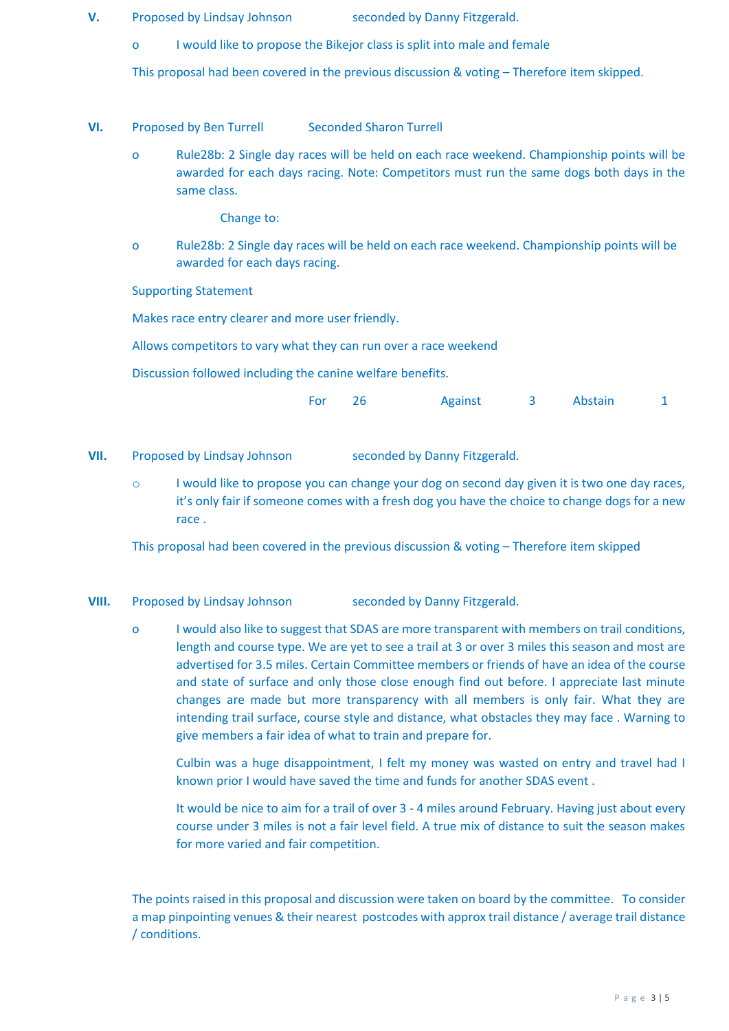**V.** Proposed by Lindsay Johnson  seconded by Danny Fitzgerald.

- I would like to propose the Bikejor class is split into male and female

This proposal had been covered in the previous discussion & voting – Therefore item skipped.

**VI.** Proposed by Ben Turrell  Seconded Sharon Turrell

- Rule28b: 2 Single day races will be held on each race weekend. Championship points will be awarded for each days racing. Note: Competitors must run the same dogs both days in the same class.

  Change to:

- Rule28b: 2 Single day races will be held on each race weekend. Championship points will be awarded for each days racing.

Supporting Statement

Makes race entry clearer and more user friendly.

Allows competitors to vary what they can run over a race weekend

Discussion followed including the canine welfare benefits.

| | | | | | |
|---|---|---|---|---|---|
| For | 26 | Against | 3 | Abstain | 1 |

**VII.** Proposed by Lindsay Johnson  seconded by Danny Fitzgerald.

- I would like to propose you can change your dog on second day given it is two one day races, it's only fair if someone comes with a fresh dog you have the choice to change dogs for a new race .

This proposal had been covered in the previous discussion & voting – Therefore item skipped

**VIII.** Proposed by Lindsay Johnson  seconded by Danny Fitzgerald.

- I would also like to suggest that SDAS are more transparent with members on trail conditions, length and course type. We are yet to see a trail at 3 or over 3 miles this season and most are advertised for 3.5 miles. Certain Committee members or friends of have an idea of the course and state of surface and only those close enough find out before. I appreciate last minute changes are made but more transparency with all members is only fair. What they are intending trail surface, course style and distance, what obstacles they may face . Warning to give members a fair idea of what to train and prepare for.

  Culbin was a huge disappointment, I felt my money was wasted on entry and travel had I known prior I would have saved the time and funds for another SDAS event .

  It would be nice to aim for a trail of over 3 - 4 miles around February. Having just about every course under 3 miles is not a fair level field. A true mix of distance to suit the season makes for more varied and fair competition.

The points raised in this proposal and discussion were taken on board by the committee. To consider a map pinpointing venues & their nearest postcodes with approx trail distance / average trail distance / conditions.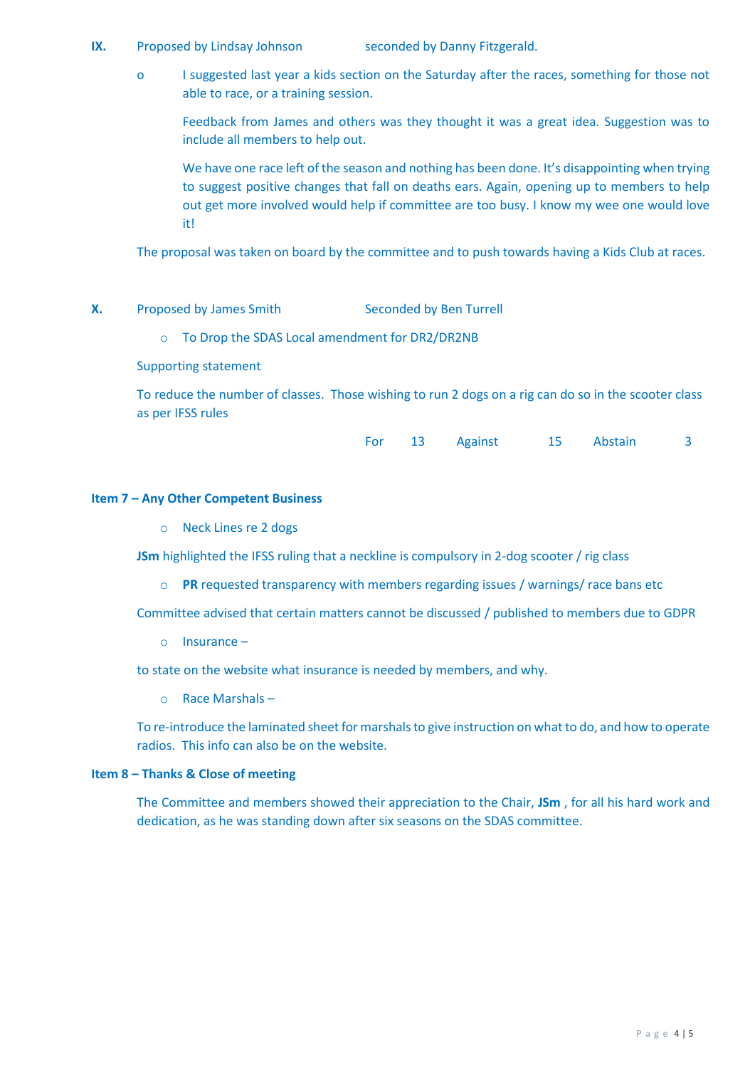**IX.** Proposed by Lindsay Johnson seconded by Danny Fitzgerald.

- I suggested last year a kids section on the Saturday after the races, something for those not able to race, or a training session.

  Feedback from James and others was they thought it was a great idea. Suggestion was to include all members to help out.

  We have one race left of the season and nothing has been done. It's disappointing when trying to suggest positive changes that fall on deaths ears. Again, opening up to members to help out get more involved would help if committee are too busy. I know my wee one would love it!

The proposal was taken on board by the committee and to push towards having a Kids Club at races.

**X.** Proposed by James Smith Seconded by Ben Turrell

- To Drop the SDAS Local amendment for DR2/DR2NB

Supporting statement

To reduce the number of classes. Those wishing to run 2 dogs on a rig can do so in the scooter class as per IFSS rules

For 13 Against 15 Abstain 3

**Item 7 – Any Other Competent Business**

- Neck Lines re 2 dogs

**JSm** highlighted the IFSS ruling that a neckline is compulsory in 2-dog scooter / rig class

- **PR** requested transparency with members regarding issues / warnings/ race bans etc

Committee advised that certain matters cannot be discussed / published to members due to GDPR

- Insurance –

to state on the website what insurance is needed by members, and why.

- Race Marshals –

To re-introduce the laminated sheet for marshals to give instruction on what to do, and how to operate radios. This info can also be on the website.

**Item 8 – Thanks & Close of meeting**

The Committee and members showed their appreciation to the Chair, **JSm** , for all his hard work and dedication, as he was standing down after six seasons on the SDAS committee.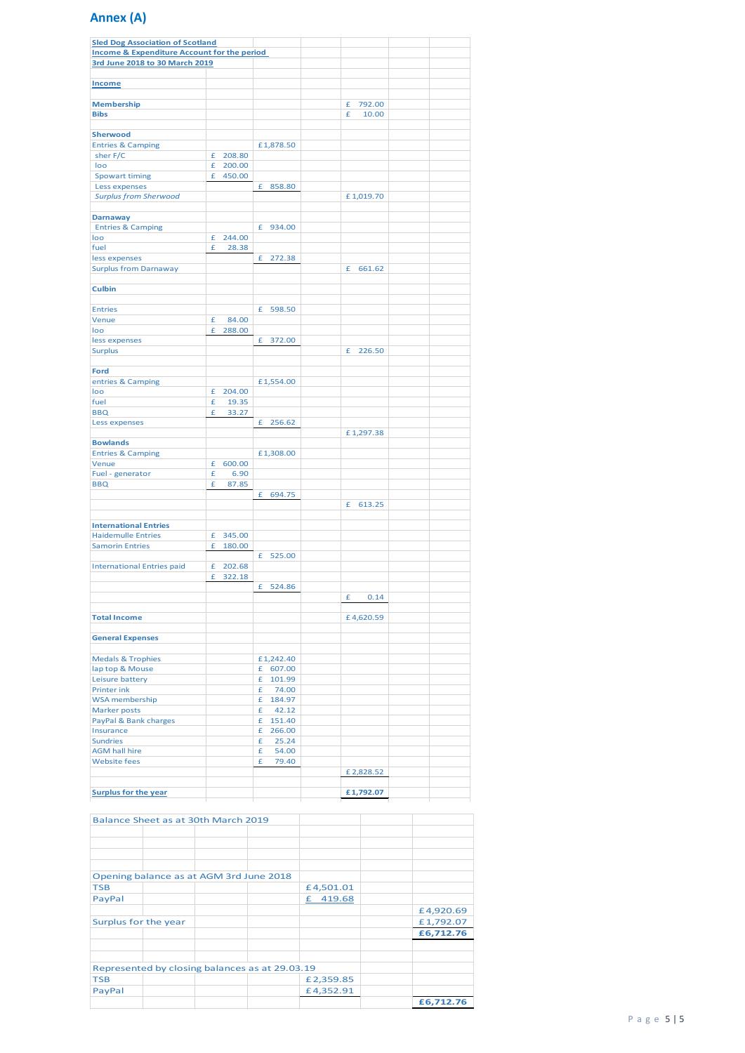## Annex (A)

| | | | | | | |
|---|---|---|---|---|---|---|
| **Sled Dog Association of Scotland** | | | | | | |
| **Income & Expenditure Account for the period** | | | | | | |
| **3rd June 2018 to 30 March 2019** | | | | | | |
| | | | | | | |
| **Income** | | | | | | |
| | | | | | | |
| **Membership** | | | | £ 792.00 | | |
| **Bibs** | | | | £ 10.00 | | |
| | | | | | | |
| **Sherwood** | | | | | | |
| Entries & Camping | | £1,878.50 | | | | |
| sher F/C | £ 208.80 | | | | | |
| loo | £ 200.00 | | | | | |
| Spowart timing | £ 450.00 | | | | | |
| Less expenses | | £ 858.80 | | | | |
| *Surplus from Sherwood* | | | | £1,019.70 | | |
| | | | | | | |
| **Darnaway** | | | | | | |
| Entries & Camping | | £ 934.00 | | | | |
| loo | £ 244.00 | | | | | |
| fuel | £ 28.38 | | | | | |
| less expenses | | £ 272.38 | | | | |
| Surplus from Darnaway | | | | £ 661.62 | | |
| | | | | | | |
| **Culbin** | | | | | | |
| | | | | | | |
| Entries | | £ 598.50 | | | | |
| Venue | £ 84.00 | | | | | |
| loo | £ 288.00 | | | | | |
| less expenses | | £ 372.00 | | | | |
| Surplus | | | | £ 226.50 | | |
| | | | | | | |
| **Ford** | | | | | | |
| entries & Camping | | £1,554.00 | | | | |
| loo | £ 204.00 | | | | | |
| fuel | £ 19.35 | | | | | |
| BBQ | £ 33.27 | | | | | |
| Less expenses | | £ 256.62 | | | | |
| | | | | £1,297.38 | | |
| **Bowlands** | | | | | | |
| Entries & Camping | | £1,308.00 | | | | |
| Venue | £ 600.00 | | | | | |
| Fuel - generator | £ 6.90 | | | | | |
| BBQ | £ 87.85 | | | | | |
| | | £ 694.75 | | | | |
| | | | | £ 613.25 | | |
| | | | | | | |
| **International Entries** | | | | | | |
| Haidemulle Entries | £ 345.00 | | | | | |
| Samorin Entries | £ 180.00 | | | | | |
| | | £ 525.00 | | | | |
| International Entries paid | £ 202.68 | | | | | |
| | £ 322.18 | | | | | |
| | | £ 524.86 | | | | |
| | | | | £ 0.14 | | |
| | | | | | | |
| **Total Income** | | | | £4,620.59 | | |
| | | | | | | |
| **General Expenses** | | | | | | |
| | | | | | | |
| Medals & Trophies | | £1,242.40 | | | | |
| lap top & Mouse | | £ 607.00 | | | | |
| Leisure battery | | £ 101.99 | | | | |
| Printer ink | | £ 74.00 | | | | |
| WSA membership | | £ 184.97 | | | | |
| Marker posts | | £ 42.12 | | | | |
| PayPal & Bank charges | | £ 151.40 | | | | |
| Insurance | | £ 266.00 | | | | |
| Sundries | | £ 25.24 | | | | |
| AGM hall hire | | £ 54.00 | | | | |
| Website fees | | £ 79.40 | | | | |
| | | | | £2,828.52 | | |
| | | | | | | |
| **Surplus for the year** | | | | **£1,792.07** | | |

| | | | | | | |
|---|---|---|---|---|---|---|
| Balance Sheet as at 30th March 2019 | | | | | | |
| | | | | | | |
| Opening balance as at AGM 3rd June 2018 | | | | | | |
| TSB | | | | £4,501.01 | | |
| PayPal | | | | £ 419.68 | | |
| | | | | | | £4,920.69 |
| Surplus for the year | | | | | | £1,792.07 |
| | | | | | | **£6,712.76** |
| | | | | | | |
| Represented by closing balances as at 29.03.19 | | | | | | |
| TSB | | | | £2,359.85 | | |
| PayPal | | | | £4,352.91 | | |
| | | | | | | **£6,712.76** |